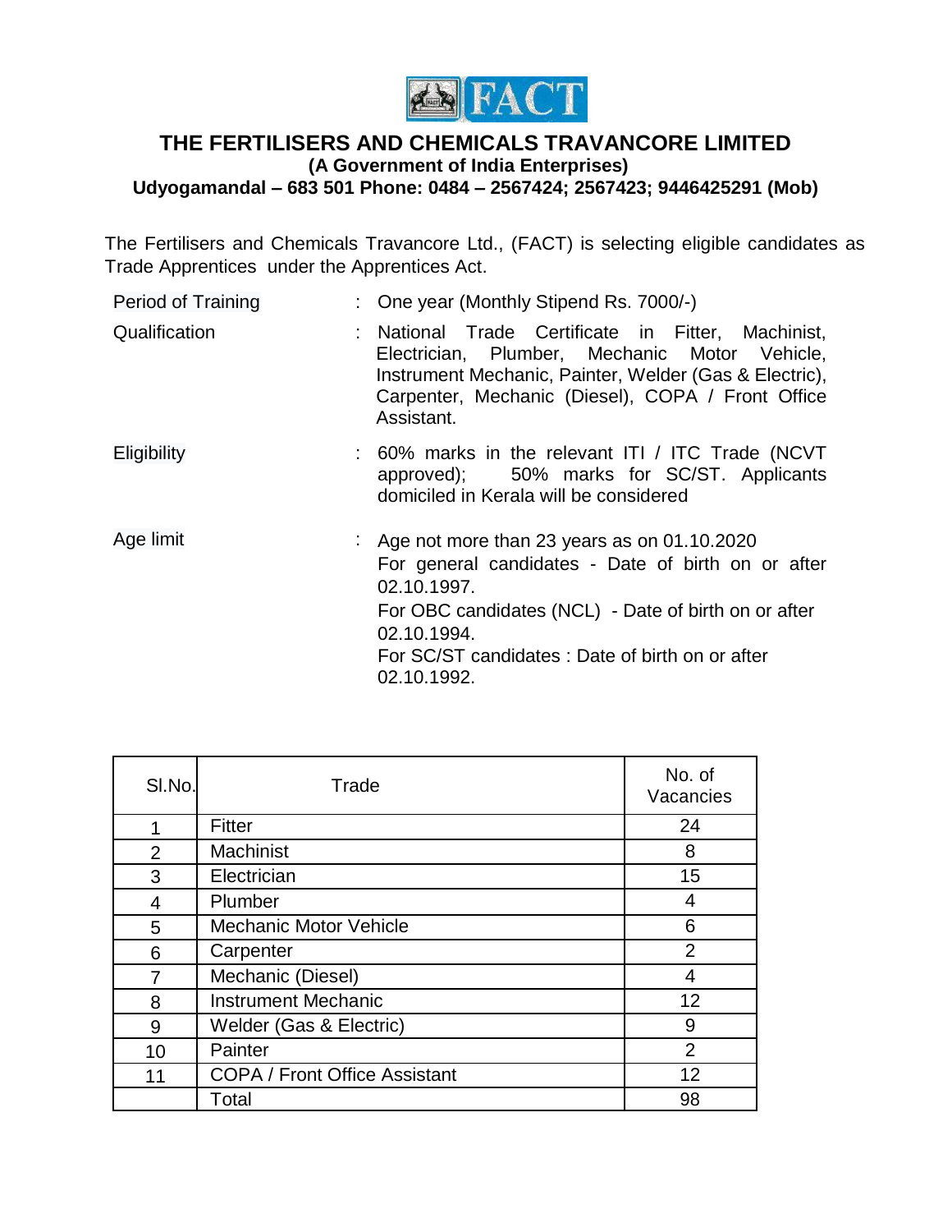# THE FERTILISERS AND CHEMICALS TRAVANCORE LIMITED

**(A Government of India Enterprises)**

**Udyogamandal – 683 501 Phone: 0484 – 2567424; 2567423; 9446425291 (Mob)**

The Fertilisers and Chemicals Travancore Ltd., (FACT) is selecting eligible candidates as Trade Apprentices under the Apprentices Act.

| | | |
|---|---|---|
| Period of Training | : | One year (Monthly Stipend Rs. 7000/-) |
| Qualification | : | National Trade Certificate in Fitter, Machinist, Electrician, Plumber, Mechanic Motor Vehicle, Instrument Mechanic, Painter, Welder (Gas & Electric), Carpenter, Mechanic (Diesel), COPA / Front Office Assistant. |
| Eligibility | : | 60% marks in the relevant ITI / ITC Trade (NCVT approved); 50% marks for SC/ST. Applicants domiciled in Kerala will be considered |
| Age limit | : | Age not more than 23 years as on 01.10.2020<br>For general candidates - Date of birth on or after 02.10.1997.<br>For OBC candidates (NCL) - Date of birth on or after 02.10.1994.<br>For SC/ST candidates : Date of birth on or after 02.10.1992. |

| Sl.No. | Trade | No. of Vacancies |
|---|---|---|
| 1 | Fitter | 24 |
| 2 | Machinist | 8 |
| 3 | Electrician | 15 |
| 4 | Plumber | 4 |
| 5 | Mechanic Motor Vehicle | 6 |
| 6 | Carpenter | 2 |
| 7 | Mechanic (Diesel) | 4 |
| 8 | Instrument Mechanic | 12 |
| 9 | Welder (Gas & Electric) | 9 |
| 10 | Painter | 2 |
| 11 | COPA / Front Office Assistant | 12 |
| | Total | 98 |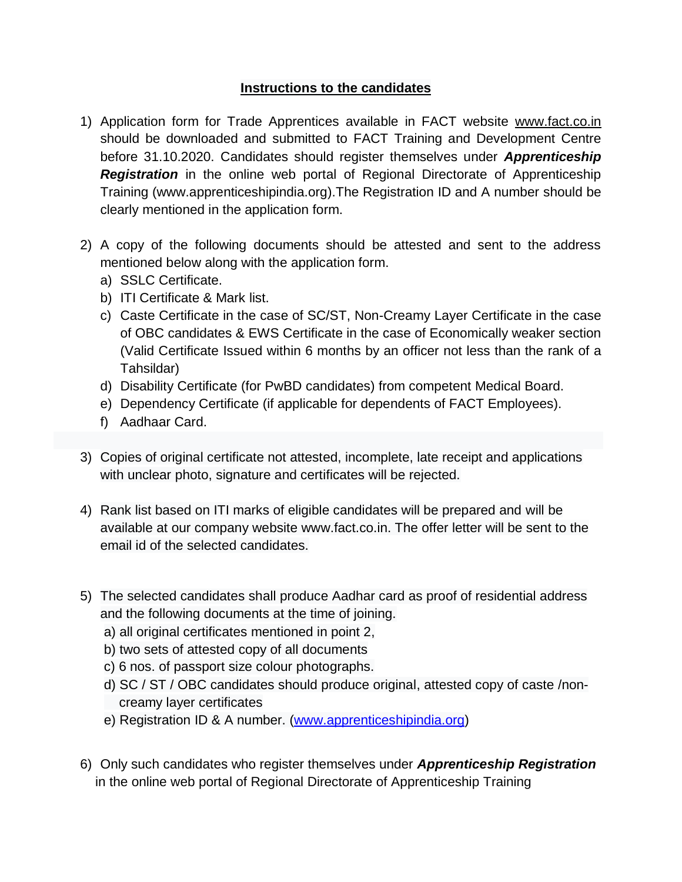**Instructions to the candidates**

1) Application form for Trade Apprentices available in FACT website www.fact.co.in should be downloaded and submitted to FACT Training and Development Centre before 31.10.2020. Candidates should register themselves under ***Apprenticeship Registration*** in the online web portal of Regional Directorate of Apprenticeship Training (www.apprenticeshipindia.org).The Registration ID and A number should be clearly mentioned in the application form.

2) A copy of the following documents should be attested and sent to the address mentioned below along with the application form.
   a) SSLC Certificate.
   b) ITI Certificate & Mark list.
   c) Caste Certificate in the case of SC/ST, Non-Creamy Layer Certificate in the case of OBC candidates & EWS Certificate in the case of Economically weaker section (Valid Certificate Issued within 6 months by an officer not less than the rank of a Tahsildar)
   d) Disability Certificate (for PwBD candidates) from competent Medical Board.
   e) Dependency Certificate (if applicable for dependents of FACT Employees).
   f) Aadhaar Card.

3) Copies of original certificate not attested, incomplete, late receipt and applications with unclear photo, signature and certificates will be rejected.

4) Rank list based on ITI marks of eligible candidates will be prepared and will be available at our company website www.fact.co.in. The offer letter will be sent to the email id of the selected candidates.

5) The selected candidates shall produce Aadhar card as proof of residential address and the following documents at the time of joining.
   a) all original certificates mentioned in point 2,
   b) two sets of attested copy of all documents
   c) 6 nos. of passport size colour photographs.
   d) SC / ST / OBC candidates should produce original, attested copy of caste /non-creamy layer certificates
   e) Registration ID & A number. (www.apprenticeshipindia.org)

6) Only such candidates who register themselves under ***Apprenticeship Registration*** in the online web portal of Regional Directorate of Apprenticeship Training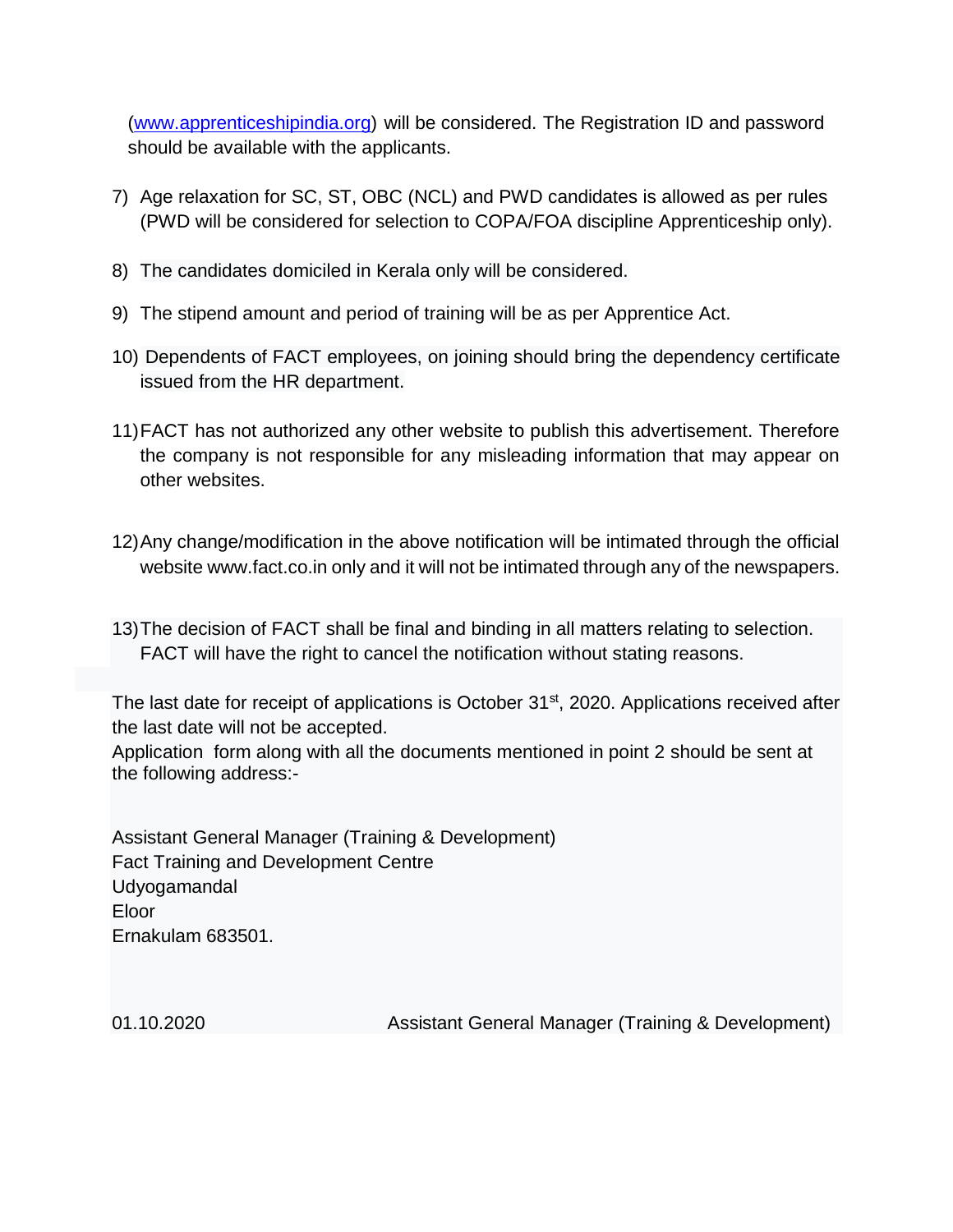(www.apprenticeshipindia.org) will be considered. The Registration ID and password should be available with the applicants.

7) Age relaxation for SC, ST, OBC (NCL) and PWD candidates is allowed as per rules (PWD will be considered for selection to COPA/FOA discipline Apprenticeship only).

8) The candidates domiciled in Kerala only will be considered.

9) The stipend amount and period of training will be as per Apprentice Act.

10) Dependents of FACT employees, on joining should bring the dependency certificate issued from the HR department.

11) FACT has not authorized any other website to publish this advertisement. Therefore the company is not responsible for any misleading information that may appear on other websites.

12) Any change/modification in the above notification will be intimated through the official website www.fact.co.in only and it will not be intimated through any of the newspapers.

13) The decision of FACT shall be final and binding in all matters relating to selection. FACT will have the right to cancel the notification without stating reasons.

The last date for receipt of applications is October 31st, 2020. Applications received after the last date will not be accepted.

Application form along with all the documents mentioned in point 2 should be sent at the following address:-

Assistant General Manager (Training & Development)
Fact Training and Development Centre
Udyogamandal
Eloor
Ernakulam 683501.

01.10.2020 Assistant General Manager (Training & Development)